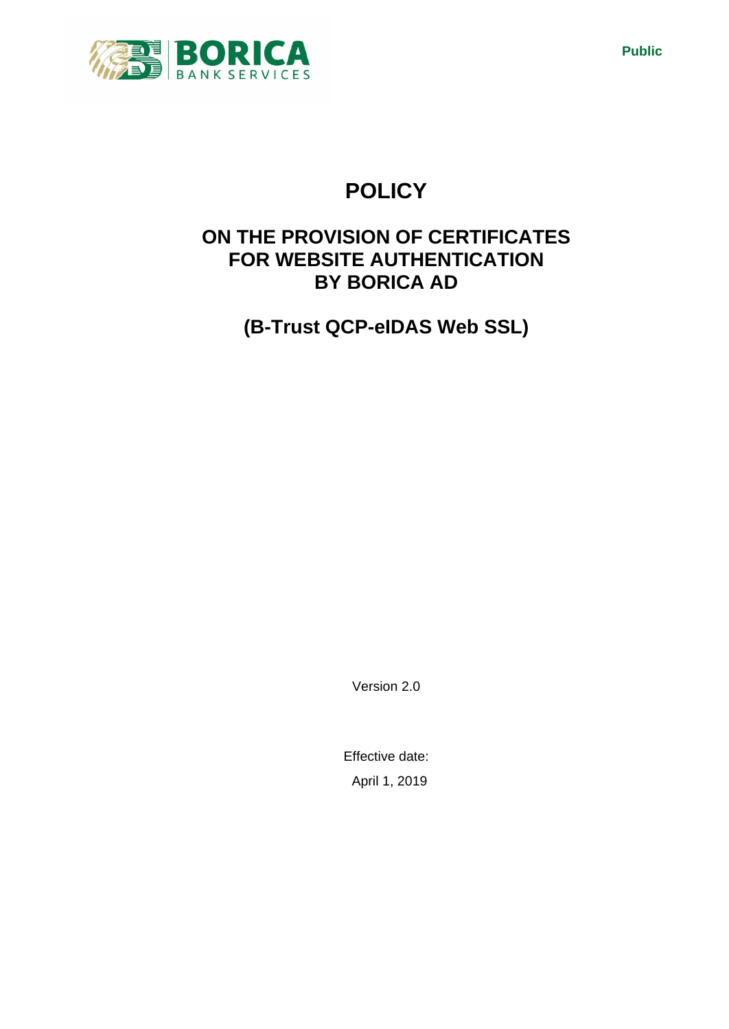Public

# POLICY

## ON THE PROVISION OF CERTIFICATES FOR WEBSITE AUTHENTICATION BY BORICA AD

## (B-Trust QCP-eIDAS Web SSL)

Version 2.0

Effective date:

April 1, 2019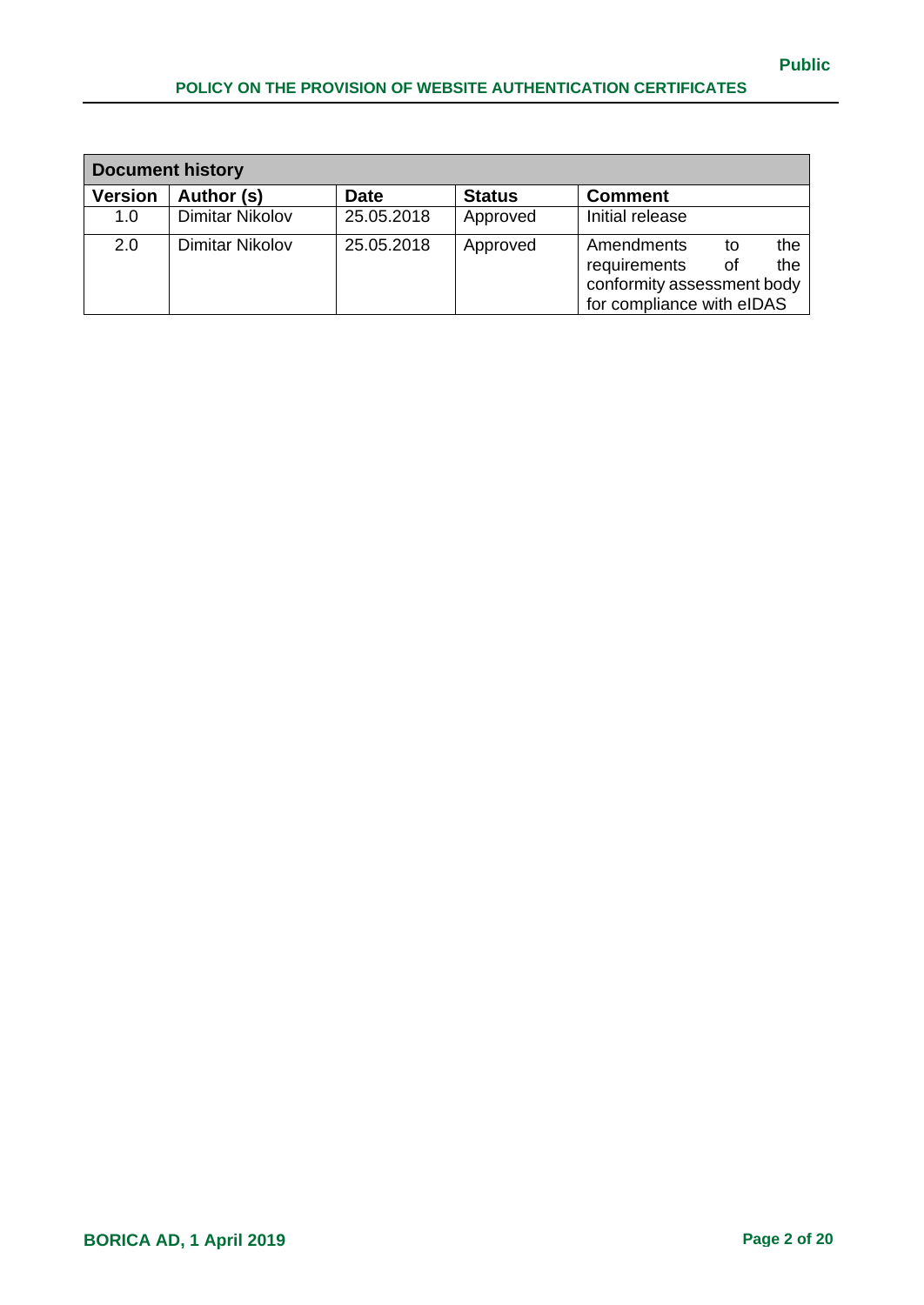| Document history | | | | |
|---|---|---|---|---|
| **Version** | **Author (s)** | **Date** | **Status** | **Comment** |
| 1.0 | Dimitar Nikolov | 25.05.2018 | Approved | Initial release |
| 2.0 | Dimitar Nikolov | 25.05.2018 | Approved | Amendments to the requirements of the conformity assessment body for compliance with eIDAS |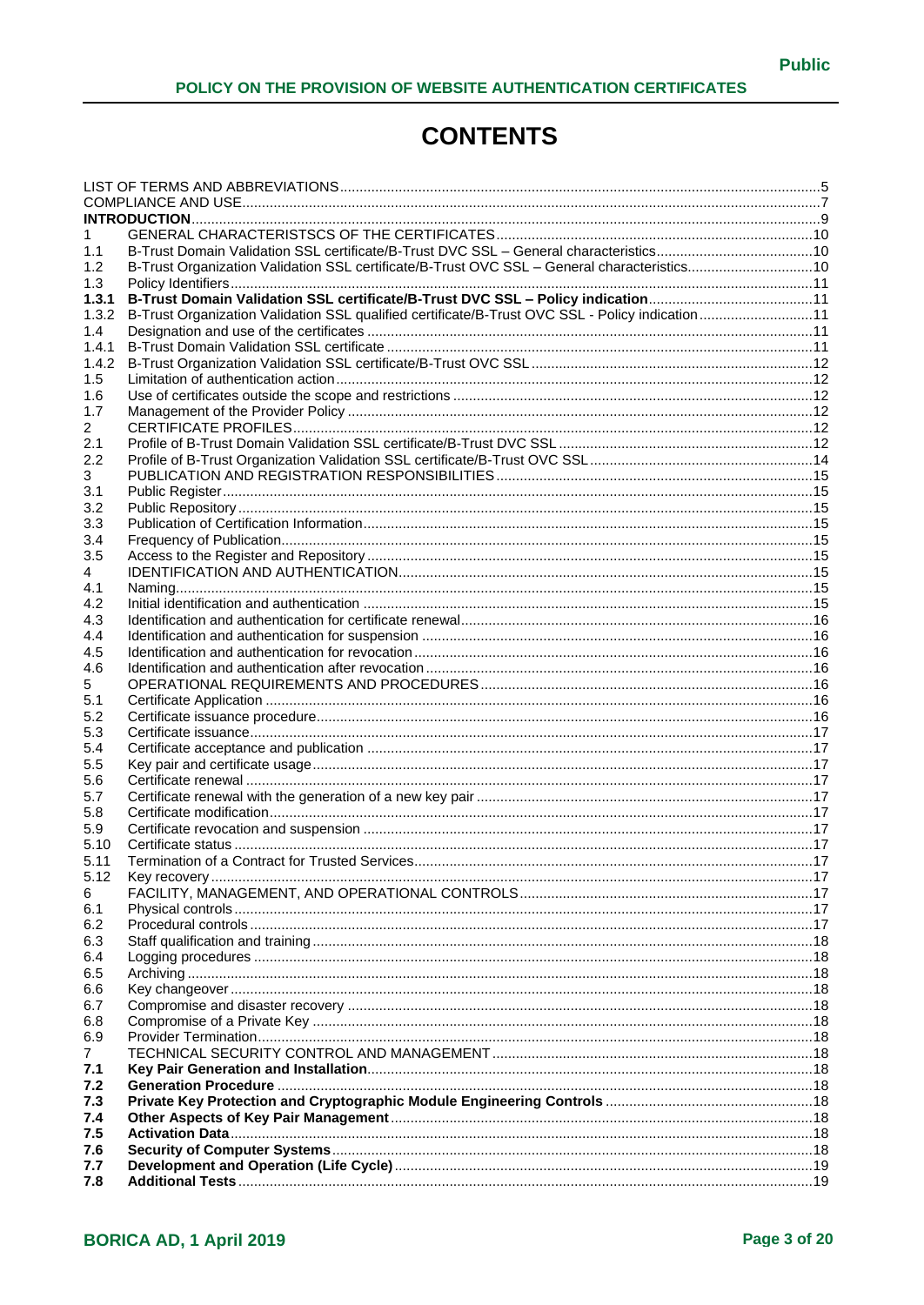# CONTENTS

| | | |
|---|---|---|
| LIST OF TERMS AND ABBREVIATIONS | | 5 |
| COMPLIANCE AND USE | | 7 |
| **INTRODUCTION** | | 9 |
| 1 | GENERAL CHARACTERISTSCS OF THE CERTIFICATES | 10 |
| 1.1 | B-Trust Domain Validation SSL certificate/B-Trust DVC SSL – General characteristics | 10 |
| 1.2 | B-Trust Organization Validation SSL certificate/B-Trust OVC SSL – General characteristics | 10 |
| 1.3 | Policy Identifiers | 11 |
| **1.3.1** | **B-Trust Domain Validation SSL certificate/B-Trust DVC SSL – Policy indication** | 11 |
| 1.3.2 | B-Trust Organization Validation SSL qualified certificate/B-Trust OVC SSL - Policy indication | 11 |
| 1.4 | Designation and use of the certificates | 11 |
| 1.4.1 | B-Trust Domain Validation SSL certificate | 11 |
| 1.4.2 | B-Trust Organization Validation SSL certificate/B-Trust OVC SSL | 12 |
| 1.5 | Limitation of authentication action | 12 |
| 1.6 | Use of certificates outside the scope and restrictions | 12 |
| 1.7 | Management of the Provider Policy | 12 |
| 2 | CERTIFICATE PROFILES | 12 |
| 2.1 | Profile of B-Trust Domain Validation SSL certificate/B-Trust DVC SSL | 12 |
| 2.2 | Profile of B-Trust Organization Validation SSL certificate/B-Trust OVC SSL | 14 |
| 3 | PUBLICATION AND REGISTRATION RESPONSIBILITIES | 15 |
| 3.1 | Public Register | 15 |
| 3.2 | Public Repository | 15 |
| 3.3 | Publication of Certification Information | 15 |
| 3.4 | Frequency of Publication | 15 |
| 3.5 | Access to the Register and Repository | 15 |
| 4 | IDENTIFICATION AND AUTHENTICATION | 15 |
| 4.1 | Naming | 15 |
| 4.2 | Initial identification and authentication | 15 |
| 4.3 | Identification and authentication for certificate renewal | 16 |
| 4.4 | Identification and authentication for suspension | 16 |
| 4.5 | Identification and authentication for revocation | 16 |
| 4.6 | Identification and authentication after revocation | 16 |
| 5 | OPERATIONAL REQUIREMENTS AND PROCEDURES | 16 |
| 5.1 | Certificate Application | 16 |
| 5.2 | Certificate issuance procedure | 16 |
| 5.3 | Certificate issuance | 17 |
| 5.4 | Certificate acceptance and publication | 17 |
| 5.5 | Key pair and certificate usage | 17 |
| 5.6 | Certificate renewal | 17 |
| 5.7 | Certificate renewal with the generation of a new key pair | 17 |
| 5.8 | Certificate modification | 17 |
| 5.9 | Certificate revocation and suspension | 17 |
| 5.10 | Certificate status | 17 |
| 5.11 | Termination of a Contract for Trusted Services | 17 |
| 5.12 | Key recovery | 17 |
| 6 | FACILITY, MANAGEMENT, AND OPERATIONAL CONTROLS | 17 |
| 6.1 | Physical controls | 17 |
| 6.2 | Procedural controls | 17 |
| 6.3 | Staff qualification and training | 18 |
| 6.4 | Logging procedures | 18 |
| 6.5 | Archiving | 18 |
| 6.6 | Key changeover | 18 |
| 6.7 | Compromise and disaster recovery | 18 |
| 6.8 | Compromise of a Private Key | 18 |
| 6.9 | Provider Termination | 18 |
| 7 | TECHNICAL SECURITY CONTROL AND MANAGEMENT | 18 |
| **7.1** | **Key Pair Generation and Installation** | 18 |
| **7.2** | **Generation Procedure** | 18 |
| **7.3** | **Private Key Protection and Cryptographic Module Engineering Controls** | 18 |
| **7.4** | **Other Aspects of Key Pair Management** | 18 |
| **7.5** | **Activation Data** | 18 |
| **7.6** | **Security of Computer Systems** | 18 |
| **7.7** | **Development and Operation (Life Cycle)** | 19 |
| **7.8** | **Additional Tests** | 19 |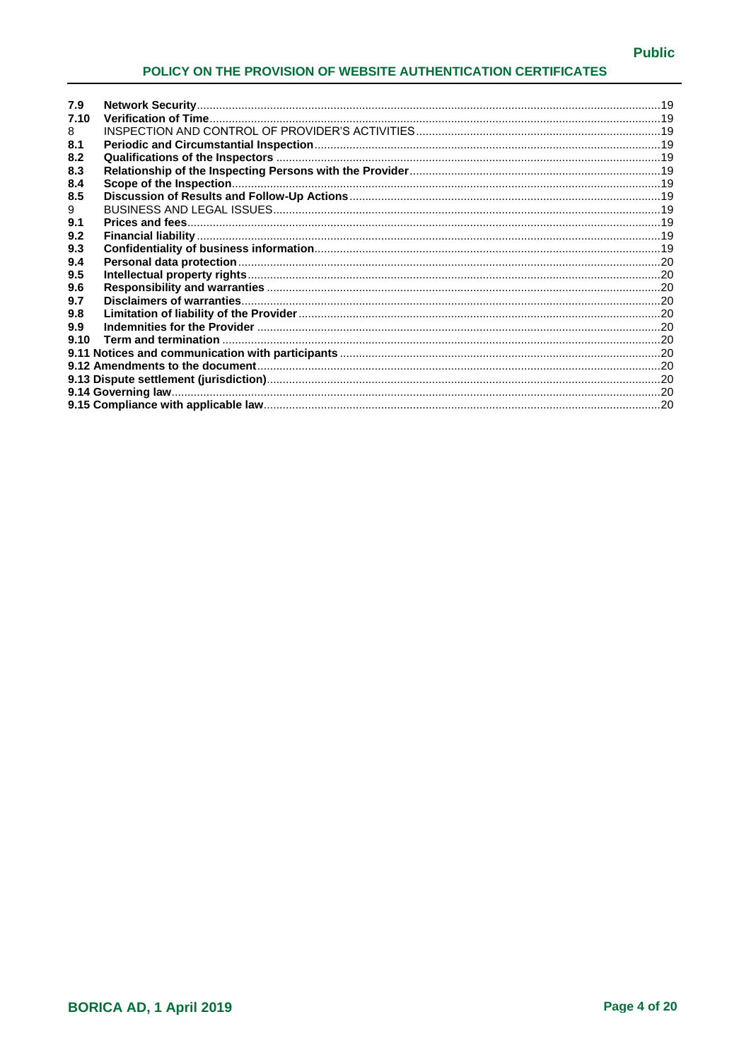| | | |
|---|---|---|
| **7.9** | **Network Security** | 19 |
| **7.10** | **Verification of Time** | 19 |
| 8 | INSPECTION AND CONTROL OF PROVIDER'S ACTIVITIES | 19 |
| **8.1** | **Periodic and Circumstantial Inspection** | 19 |
| **8.2** | **Qualifications of the Inspectors** | 19 |
| **8.3** | **Relationship of the Inspecting Persons with the Provider** | 19 |
| **8.4** | **Scope of the Inspection** | 19 |
| **8.5** | **Discussion of Results and Follow-Up Actions** | 19 |
| 9 | BUSINESS AND LEGAL ISSUES | 19 |
| **9.1** | **Prices and fees** | 19 |
| **9.2** | **Financial liability** | 19 |
| **9.3** | **Confidentiality of business information** | 19 |
| **9.4** | **Personal data protection** | 20 |
| **9.5** | **Intellectual property rights** | 20 |
| **9.6** | **Responsibility and warranties** | 20 |
| **9.7** | **Disclaimers of warranties** | 20 |
| **9.8** | **Limitation of liability of the Provider** | 20 |
| **9.9** | **Indemnities for the Provider** | 20 |
| **9.10** | **Term and termination** | 20 |
| **9.11** | **Notices and communication with participants** | 20 |
| **9.12** | **Amendments to the document** | 20 |
| **9.13** | **Dispute settlement (jurisdiction)** | 20 |
| **9.14** | **Governing law** | 20 |
| **9.15** | **Compliance with applicable law** | 20 |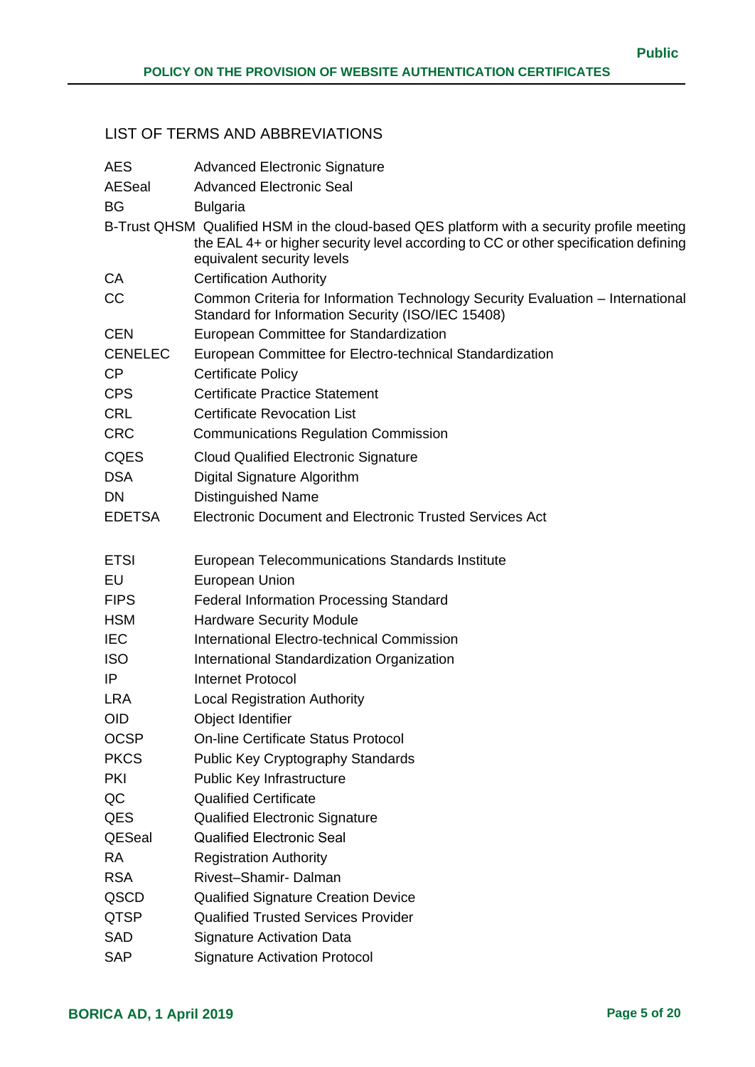## LIST OF TERMS AND ABBREVIATIONS

| | |
|---|---|
| AES | Advanced Electronic Signature |
| AESeal | Advanced Electronic Seal |
| BG | Bulgaria |
| B-Trust QHSM | Qualified HSM in the cloud-based QES platform with a security profile meeting the EAL 4+ or higher security level according to CC or other specification defining equivalent security levels |
| CA | Certification Authority |
| CC | Common Criteria for Information Technology Security Evaluation – International Standard for Information Security (ISO/IEC 15408) |
| CEN | European Committee for Standardization |
| CENELEC | European Committee for Electro-technical Standardization |
| CP | Certificate Policy |
| CPS | Certificate Practice Statement |
| CRL | Certificate Revocation List |
| CRC | Communications Regulation Commission |
| CQES | Cloud Qualified Electronic Signature |
| DSA | Digital Signature Algorithm |
| DN | Distinguished Name |
| EDETSA | Electronic Document and Electronic Trusted Services Act |
| ETSI | European Telecommunications Standards Institute |
| EU | European Union |
| FIPS | Federal Information Processing Standard |
| HSM | Hardware Security Module |
| IEC | International Electro-technical Commission |
| ISO | International Standardization Organization |
| IP | Internet Protocol |
| LRA | Local Registration Authority |
| OID | Object Identifier |
| OCSP | On-line Certificate Status Protocol |
| PKCS | Public Key Cryptography Standards |
| PKI | Public Key Infrastructure |
| QC | Qualified Certificate |
| QES | Qualified Electronic Signature |
| QESeal | Qualified Electronic Seal |
| RA | Registration Authority |
| RSA | Rivest–Shamir- Dalman |
| QSCD | Qualified Signature Creation Device |
| QTSP | Qualified Trusted Services Provider |
| SAD | Signature Activation Data |
| SAP | Signature Activation Protocol |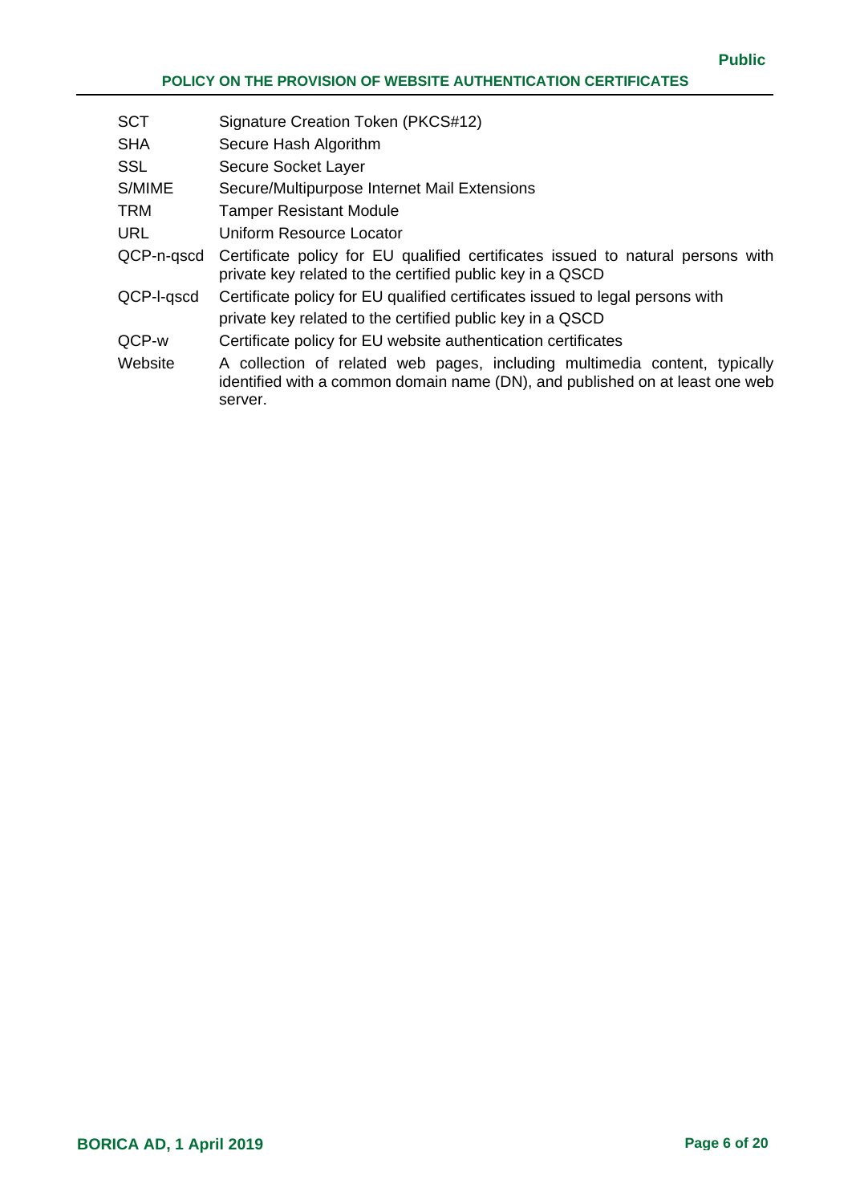| | |
|---|---|
| SCT | Signature Creation Token (PKCS#12) |
| SHA | Secure Hash Algorithm |
| SSL | Secure Socket Layer |
| S/MIME | Secure/Multipurpose Internet Mail Extensions |
| TRM | Tamper Resistant Module |
| URL | Uniform Resource Locator |
| QCP-n-qscd | Certificate policy for EU qualified certificates issued to natural persons with private key related to the certified public key in a QSCD |
| QCP-l-qscd | Certificate policy for EU qualified certificates issued to legal persons with private key related to the certified public key in a QSCD |
| QCP-w | Certificate policy for EU website authentication certificates |
| Website | A collection of related web pages, including multimedia content, typically identified with a common domain name (DN), and published on at least one web server. |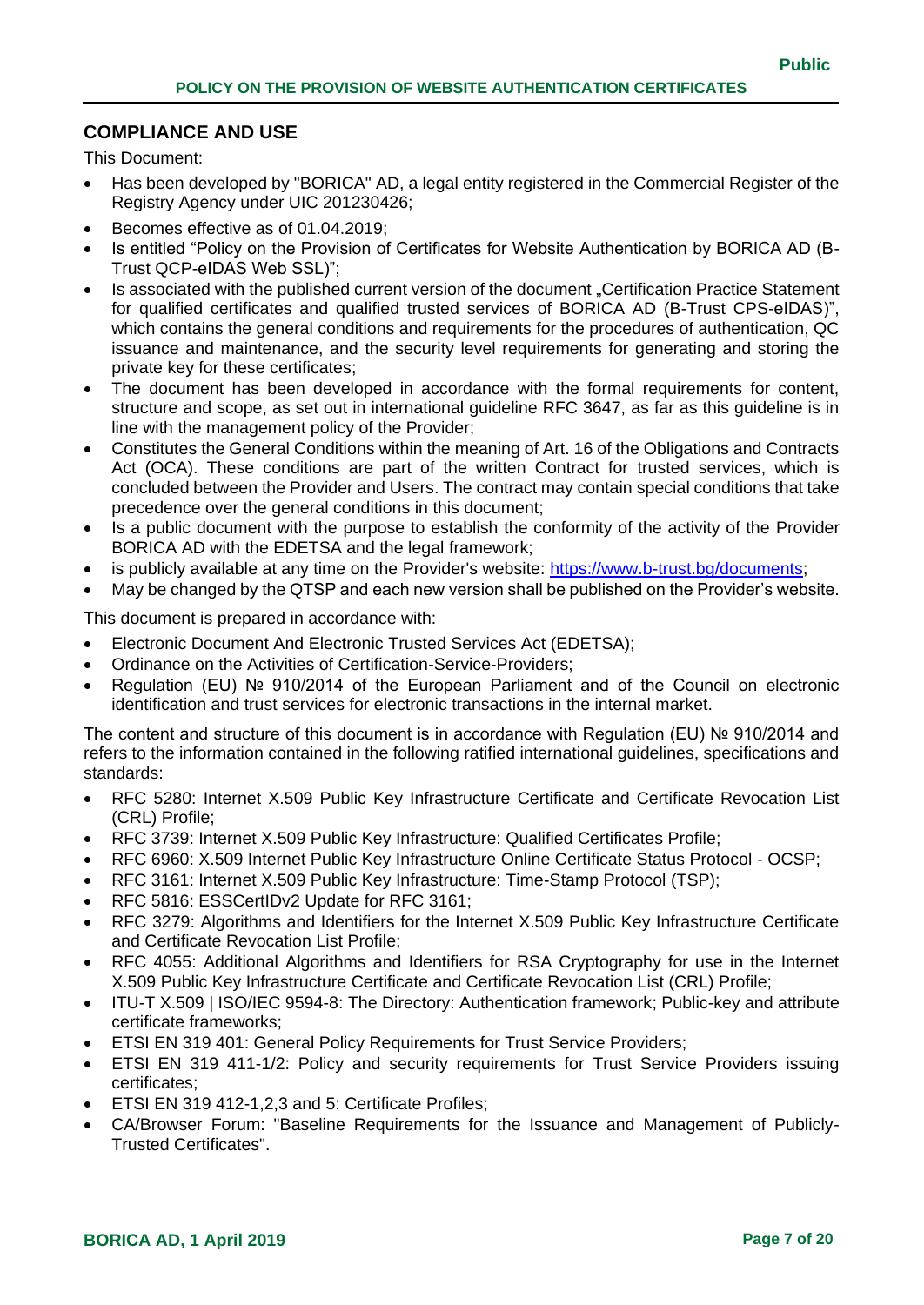## COMPLIANCE AND USE

This Document:

- Has been developed by "BORICA" AD, a legal entity registered in the Commercial Register of the Registry Agency under UIC 201230426;
- Becomes effective as of 01.04.2019;
- Is entitled "Policy on the Provision of Certificates for Website Authentication by BORICA AD (B-Trust QCP-eIDAS Web SSL)";
- Is associated with the published current version of the document „Certification Practice Statement for qualified certificates and qualified trusted services of BORICA AD (B-Trust CPS-eIDAS)", which contains the general conditions and requirements for the procedures of authentication, QC issuance and maintenance, and the security level requirements for generating and storing the private key for these certificates;
- The document has been developed in accordance with the formal requirements for content, structure and scope, as set out in international guideline RFC 3647, as far as this guideline is in line with the management policy of the Provider;
- Constitutes the General Conditions within the meaning of Art. 16 of the Obligations and Contracts Act (OCA). These conditions are part of the written Contract for trusted services, which is concluded between the Provider and Users. The contract may contain special conditions that take precedence over the general conditions in this document;
- Is a public document with the purpose to establish the conformity of the activity of the Provider BORICA AD with the EDETSA and the legal framework;
- is publicly available at any time on the Provider's website: https://www.b-trust.bg/documents;
- May be changed by the QTSP and each new version shall be published on the Provider's website.

This document is prepared in accordance with:

- Electronic Document And Electronic Trusted Services Act (EDETSA);
- Ordinance on the Activities of Certification-Service-Providers;
- Regulation (EU) № 910/2014 of the European Parliament and of the Council on electronic identification and trust services for electronic transactions in the internal market.

The content and structure of this document is in accordance with Regulation (EU) № 910/2014 and refers to the information contained in the following ratified international guidelines, specifications and standards:

- RFC 5280: Internet X.509 Public Key Infrastructure Certificate and Certificate Revocation List (CRL) Profile;
- RFC 3739: Internet X.509 Public Key Infrastructure: Qualified Certificates Profile;
- RFC 6960: X.509 Internet Public Key Infrastructure Online Certificate Status Protocol - OCSP;
- RFC 3161: Internet X.509 Public Key Infrastructure: Time-Stamp Protocol (TSP);
- RFC 5816: ESSCertIDv2 Update for RFC 3161;
- RFC 3279: Algorithms and Identifiers for the Internet X.509 Public Key Infrastructure Certificate and Certificate Revocation List Profile;
- RFC 4055: Additional Algorithms and Identifiers for RSA Cryptography for use in the Internet X.509 Public Key Infrastructure Certificate and Certificate Revocation List (CRL) Profile;
- ITU-T X.509 | ISO/IEC 9594-8: The Directory: Authentication framework; Public-key and attribute certificate frameworks;
- ETSI EN 319 401: General Policy Requirements for Trust Service Providers;
- ETSI EN 319 411-1/2: Policy and security requirements for Trust Service Providers issuing certificates;
- ETSI EN 319 412-1,2,3 and 5: Certificate Profiles;
- CA/Browser Forum: "Baseline Requirements for the Issuance and Management of Publicly-Trusted Certificates".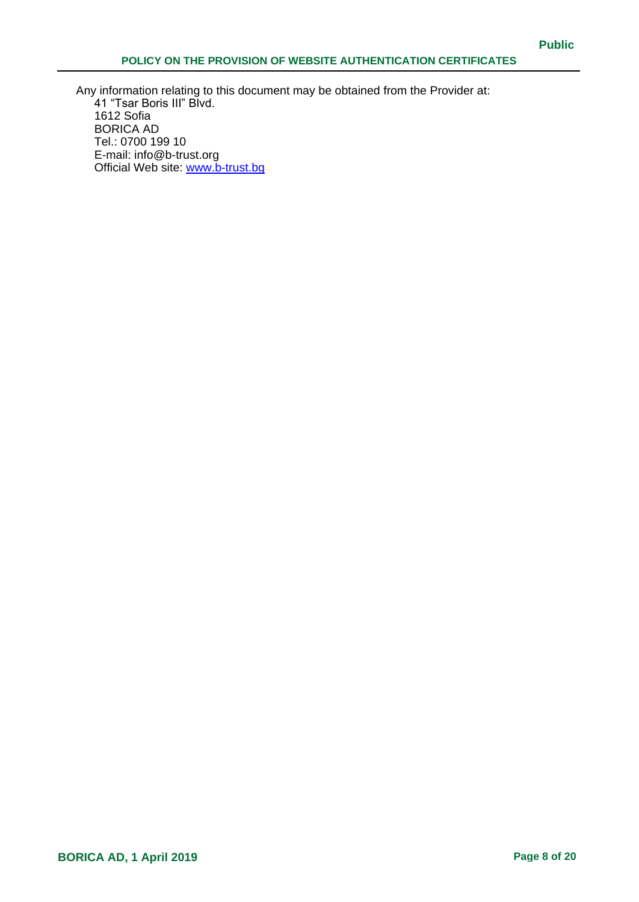Any information relating to this document may be obtained from the Provider at:

41 “Tsar Boris III” Blvd.
1612 Sofia
BORICA AD
Tel.: 0700 199 10
E-mail: info@b-trust.org
Official Web site: [www.b-trust.bg](http://www.b-trust.bg)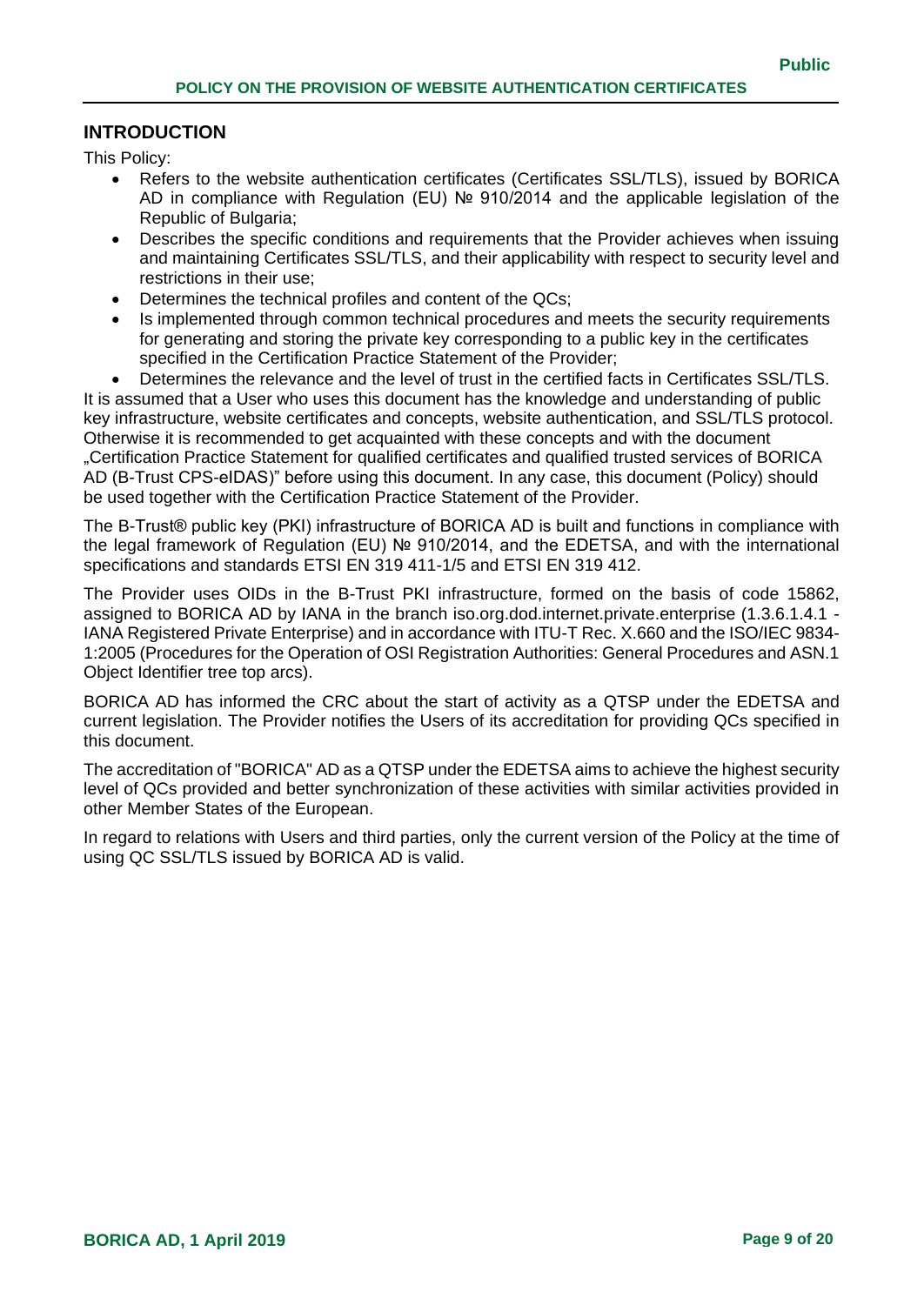## INTRODUCTION

This Policy:

- Refers to the website authentication certificates (Certificates SSL/TLS), issued by BORICA AD in compliance with Regulation (EU) № 910/2014 and the applicable legislation of the Republic of Bulgaria;
- Describes the specific conditions and requirements that the Provider achieves when issuing and maintaining Certificates SSL/TLS, and their applicability with respect to security level and restrictions in their use;
- Determines the technical profiles and content of the QCs;
- Is implemented through common technical procedures and meets the security requirements for generating and storing the private key corresponding to a public key in the certificates specified in the Certification Practice Statement of the Provider;
- Determines the relevance and the level of trust in the certified facts in Certificates SSL/TLS.

It is assumed that a User who uses this document has the knowledge and understanding of public key infrastructure, website certificates and concepts, website authentication, and SSL/TLS protocol. Otherwise it is recommended to get acquainted with these concepts and with the document „Certification Practice Statement for qualified certificates and qualified trusted services of BORICA AD (B-Trust CPS-eIDAS)" before using this document. In any case, this document (Policy) should be used together with the Certification Practice Statement of the Provider.

The B-Trust® public key (PKI) infrastructure of BORICA AD is built and functions in compliance with the legal framework of Regulation (EU) № 910/2014, and the EDETSA, and with the international specifications and standards ETSI EN 319 411-1/5 and ETSI EN 319 412.

The Provider uses OIDs in the B-Trust PKI infrastructure, formed on the basis of code 15862, assigned to BORICA AD by IANA in the branch iso.org.dod.internet.private.enterprise (1.3.6.1.4.1 - IANA Registered Private Enterprise) and in accordance with ITU-T Rec. X.660 and the ISO/IEC 9834-1:2005 (Procedures for the Operation of OSI Registration Authorities: General Procedures and ASN.1 Object Identifier tree top arcs).

BORICA AD has informed the CRC about the start of activity as a QTSP under the EDETSA and current legislation. The Provider notifies the Users of its accreditation for providing QCs specified in this document.

The accreditation of "BORICA" AD as a QTSP under the EDETSA aims to achieve the highest security level of QCs provided and better synchronization of these activities with similar activities provided in other Member States of the European.

In regard to relations with Users and third parties, only the current version of the Policy at the time of using QC SSL/TLS issued by BORICA AD is valid.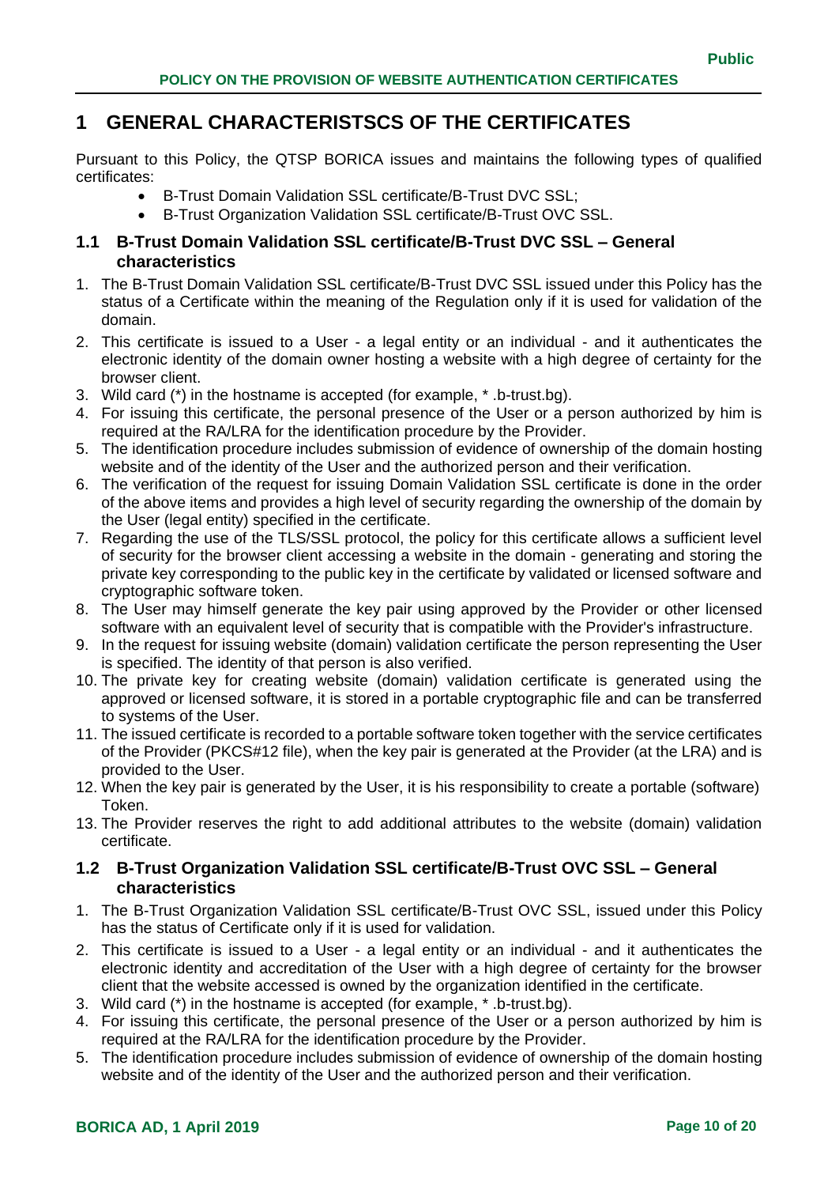# 1 GENERAL CHARACTERISTSCS OF THE CERTIFICATES

Pursuant to this Policy, the QTSP BORICA issues and maintains the following types of qualified certificates:

- B-Trust Domain Validation SSL certificate/B-Trust DVC SSL;
- B-Trust Organization Validation SSL certificate/B-Trust OVC SSL.

## 1.1 B-Trust Domain Validation SSL certificate/B-Trust DVC SSL – General characteristics

1. The B-Trust Domain Validation SSL certificate/B-Trust DVC SSL issued under this Policy has the status of a Certificate within the meaning of the Regulation only if it is used for validation of the domain.
2. This certificate is issued to a User - a legal entity or an individual - and it authenticates the electronic identity of the domain owner hosting a website with a high degree of certainty for the browser client.
3. Wild card (*) in the hostname is accepted (for example, * .b-trust.bg).
4. For issuing this certificate, the personal presence of the User or a person authorized by him is required at the RA/LRA for the identification procedure by the Provider.
5. The identification procedure includes submission of evidence of ownership of the domain hosting website and of the identity of the User and the authorized person and their verification.
6. The verification of the request for issuing Domain Validation SSL certificate is done in the order of the above items and provides a high level of security regarding the ownership of the domain by the User (legal entity) specified in the certificate.
7. Regarding the use of the TLS/SSL protocol, the policy for this certificate allows a sufficient level of security for the browser client accessing a website in the domain - generating and storing the private key corresponding to the public key in the certificate by validated or licensed software and cryptographic software token.
8. The User may himself generate the key pair using approved by the Provider or other licensed software with an equivalent level of security that is compatible with the Provider's infrastructure.
9. In the request for issuing website (domain) validation certificate the person representing the User is specified. The identity of that person is also verified.
10. The private key for creating website (domain) validation certificate is generated using the approved or licensed software, it is stored in a portable cryptographic file and can be transferred to systems of the User.
11. The issued certificate is recorded to a portable software token together with the service certificates of the Provider (PKCS#12 file), when the key pair is generated at the Provider (at the LRA) and is provided to the User.
12. When the key pair is generated by the User, it is his responsibility to create a portable (software) Token.
13. The Provider reserves the right to add additional attributes to the website (domain) validation certificate.

## 1.2 B-Trust Organization Validation SSL certificate/B-Trust OVC SSL – General characteristics

1. The B-Trust Organization Validation SSL certificate/B-Trust OVC SSL, issued under this Policy has the status of Certificate only if it is used for validation.
2. This certificate is issued to a User - a legal entity or an individual - and it authenticates the electronic identity and accreditation of the User with a high degree of certainty for the browser client that the website accessed is owned by the organization identified in the certificate.
3. Wild card (*) in the hostname is accepted (for example, * .b-trust.bg).
4. For issuing this certificate, the personal presence of the User or a person authorized by him is required at the RA/LRA for the identification procedure by the Provider.
5. The identification procedure includes submission of evidence of ownership of the domain hosting website and of the identity of the User and the authorized person and their verification.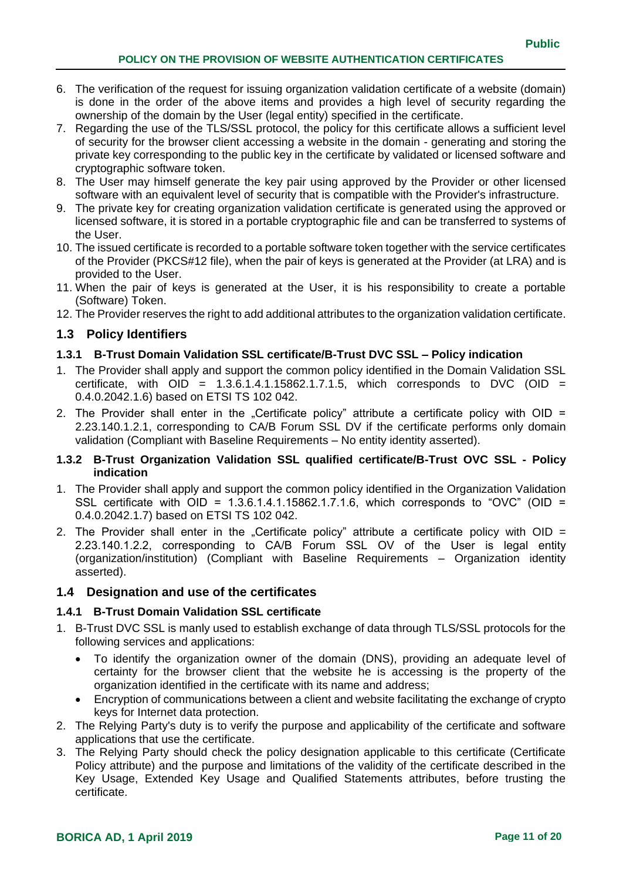6. The verification of the request for issuing organization validation certificate of a website (domain) is done in the order of the above items and provides a high level of security regarding the ownership of the domain by the User (legal entity) specified in the certificate.
7. Regarding the use of the TLS/SSL protocol, the policy for this certificate allows a sufficient level of security for the browser client accessing a website in the domain - generating and storing the private key corresponding to the public key in the certificate by validated or licensed software and cryptographic software token.
8. The User may himself generate the key pair using approved by the Provider or other licensed software with an equivalent level of security that is compatible with the Provider's infrastructure.
9. The private key for creating organization validation certificate is generated using the approved or licensed software, it is stored in a portable cryptographic file and can be transferred to systems of the User.
10. The issued certificate is recorded to a portable software token together with the service certificates of the Provider (PKCS#12 file), when the pair of keys is generated at the Provider (at LRA) and is provided to the User.
11. When the pair of keys is generated at the User, it is his responsibility to create a portable (Software) Token.
12. The Provider reserves the right to add additional attributes to the organization validation certificate.

## 1.3 Policy Identifiers

### 1.3.1 B-Trust Domain Validation SSL certificate/B-Trust DVC SSL – Policy indication

1. The Provider shall apply and support the common policy identified in the Domain Validation SSL certificate, with OID = 1.3.6.1.4.1.15862.1.7.1.5, which corresponds to DVC (OID = 0.4.0.2042.1.6) based on ETSI TS 102 042.
2. The Provider shall enter in the „Certificate policy" attribute a certificate policy with OID = 2.23.140.1.2.1, corresponding to CA/B Forum SSL DV if the certificate performs only domain validation (Compliant with Baseline Requirements – No entity identity asserted).

### 1.3.2 B-Trust Organization Validation SSL qualified certificate/B-Trust OVC SSL - Policy indication

1. The Provider shall apply and support the common policy identified in the Organization Validation SSL certificate with OID = 1.3.6.1.4.1.15862.1.7.1.6, which corresponds to "OVC" (OID = 0.4.0.2042.1.7) based on ETSI TS 102 042.
2. The Provider shall enter in the „Certificate policy" attribute a certificate policy with OID = 2.23.140.1.2.2, corresponding to CA/B Forum SSL OV of the User is legal entity (organization/institution) (Compliant with Baseline Requirements – Organization identity asserted).

## 1.4 Designation and use of the certificates

### 1.4.1 B-Trust Domain Validation SSL certificate

1. B-Trust DVC SSL is manly used to establish exchange of data through TLS/SSL protocols for the following services and applications:
   - To identify the organization owner of the domain (DNS), providing an adequate level of certainty for the browser client that the website he is accessing is the property of the organization identified in the certificate with its name and address;
   - Encryption of communications between a client and website facilitating the exchange of crypto keys for Internet data protection.
2. The Relying Party's duty is to verify the purpose and applicability of the certificate and software applications that use the certificate.
3. The Relying Party should check the policy designation applicable to this certificate (Certificate Policy attribute) and the purpose and limitations of the validity of the certificate described in the Key Usage, Extended Key Usage and Qualified Statements attributes, before trusting the certificate.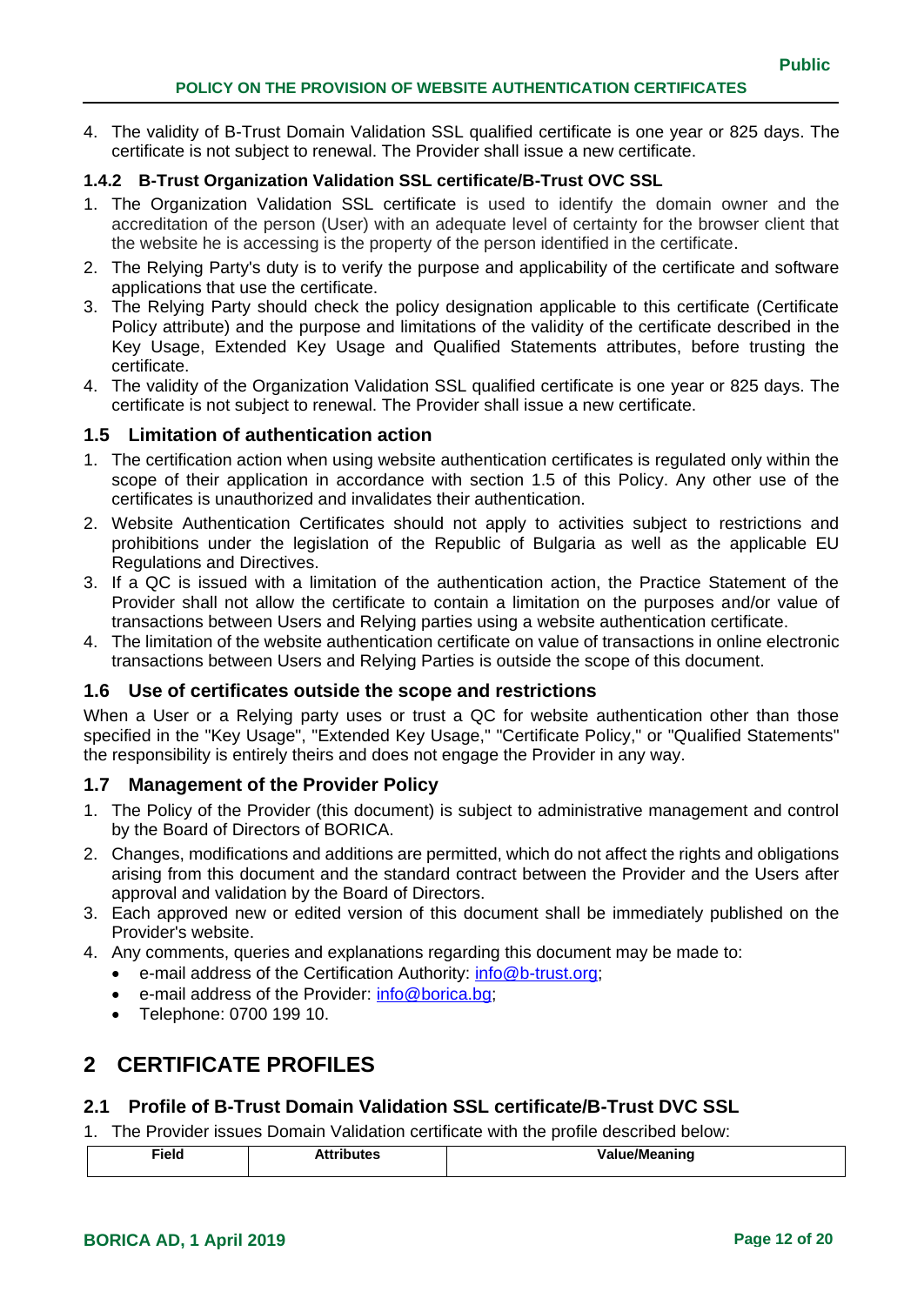4. The validity of B-Trust Domain Validation SSL qualified certificate is one year or 825 days. The certificate is not subject to renewal. The Provider shall issue a new certificate.

### 1.4.2 B-Trust Organization Validation SSL certificate/B-Trust OVC SSL

1. The Organization Validation SSL certificate is used to identify the domain owner and the accreditation of the person (User) with an adequate level of certainty for the browser client that the website he is accessing is the property of the person identified in the certificate.
2. The Relying Party's duty is to verify the purpose and applicability of the certificate and software applications that use the certificate.
3. The Relying Party should check the policy designation applicable to this certificate (Certificate Policy attribute) and the purpose and limitations of the validity of the certificate described in the Key Usage, Extended Key Usage and Qualified Statements attributes, before trusting the certificate.
4. The validity of the Organization Validation SSL qualified certificate is one year or 825 days. The certificate is not subject to renewal. The Provider shall issue a new certificate.

## 1.5 Limitation of authentication action

1. The certification action when using website authentication certificates is regulated only within the scope of their application in accordance with section 1.5 of this Policy. Any other use of the certificates is unauthorized and invalidates their authentication.
2. Website Authentication Certificates should not apply to activities subject to restrictions and prohibitions under the legislation of the Republic of Bulgaria as well as the applicable EU Regulations and Directives.
3. If a QC is issued with a limitation of the authentication action, the Practice Statement of the Provider shall not allow the certificate to contain a limitation on the purposes and/or value of transactions between Users and Relying parties using a website authentication certificate.
4. The limitation of the website authentication certificate on value of transactions in online electronic transactions between Users and Relying Parties is outside the scope of this document.

## 1.6 Use of certificates outside the scope and restrictions

When a User or a Relying party uses or trust a QC for website authentication other than those specified in the "Key Usage", "Extended Key Usage," "Certificate Policy," or "Qualified Statements" the responsibility is entirely theirs and does not engage the Provider in any way.

## 1.7 Management of the Provider Policy

1. The Policy of the Provider (this document) is subject to administrative management and control by the Board of Directors of BORICA.
2. Changes, modifications and additions are permitted, which do not affect the rights and obligations arising from this document and the standard contract between the Provider and the Users after approval and validation by the Board of Directors.
3. Each approved new or edited version of this document shall be immediately published on the Provider's website.
4. Any comments, queries and explanations regarding this document may be made to:
   - e-mail address of the Certification Authority: info@b-trust.org;
   - e-mail address of the Provider: info@borica.bg;
   - Telephone: 0700 199 10.

# 2 CERTIFICATE PROFILES

## 2.1 Profile of B-Trust Domain Validation SSL certificate/B-Trust DVC SSL

1. The Provider issues Domain Validation certificate with the profile described below:

| Field | Attributes | Value/Meaning |
|---|---|---|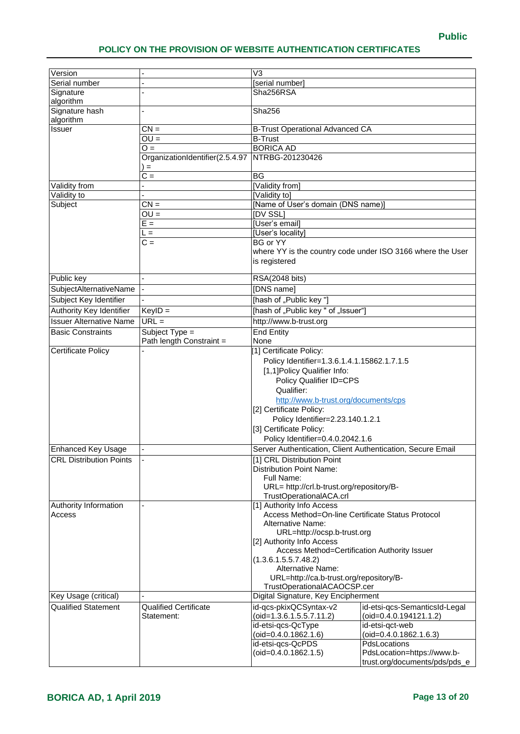| Version | - | V3 | |
|---|---|---|---|
| Serial number | - | [serial number] | |
| Signature algorithm | - | Sha256RSA | |
| Signature hash algorithm | - | Sha256 | |
| Issuer | CN = | B-Trust Operational Advanced CA | |
| | OU = | B-Trust | |
| | O = | BORICA AD | |
| | OrganizationIdentifier(2.5.4.97) = | NTRBG-201230426 | |
| | C = | BG | |
| Validity from | - | [Validity from] | |
| Validity to | - | [Validity to] | |
| Subject | CN = | [Name of User's domain (DNS name)] | |
| | OU = | [DV SSL] | |
| | E = | [User's email] | |
| | L = | [User's locality] | |
| | C = | BG or YY<br>where YY is the country code under ISO 3166 where the User is registered | |
| Public key | - | RSA(2048 bits) | |
| SubjectAlternativeName | - | [DNS name] | |
| Subject Key Identifier | - | [hash of „Public key "] | |
| Authority Key Identifier | KeyID = | [hash of „Public key " of „Issuer"] | |
| Issuer Alternative Name | URL = | http://www.b-trust.org | |
| Basic Constraints | Subject Type =<br>Path length Constraint = | End Entity<br>None | |
| Certificate Policy | - | [1] Certificate Policy:<br>Policy Identifier=1.3.6.1.4.1.15862.1.7.1.5<br>[1,1]Policy Qualifier Info:<br>Policy Qualifier ID=CPS<br>Qualifier:<br>http://www.b-trust.org/documents/cps<br>[2] Certificate Policy:<br>Policy Identifier=2.23.140.1.2.1<br>[3] Certificate Policy:<br>Policy Identifier=0.4.0.2042.1.6 | |
| Enhanced Key Usage | - | Server Authentication, Client Authentication, Secure Email | |
| CRL Distribution Points | - | [1] CRL Distribution Point<br>Distribution Point Name:<br>Full Name:<br>URL= http://crl.b-trust.org/repository/B-TrustOperationalACA.crl | |
| Authority Information Access | - | [1] Authority Info Access<br>Access Method=On-line Certificate Status Protocol<br>Alternative Name:<br>URL=http://ocsp.b-trust.org<br>[2] Authority Info Access<br>Access Method=Certification Authority Issuer (1.3.6.1.5.5.7.48.2)<br>Alternative Name:<br>URL=http://ca.b-trust.org/repository/B-TrustOperationalACAOCSP.cer | |
| Key Usage (critical) | - | Digital Signature, Key Encipherment | |
| Qualified Statement | Qualified Certificate Statement: | id-qcs-pkixQCSyntax-v2<br>(oid=1.3.6.1.5.5.7.11.2) | id-etsi-qcs-SemanticsId-Legal<br>(oid=0.4.0.194121.1.2) |
| | | id-etsi-qcs-QcType<br>(oid=0.4.0.1862.1.6) | id-etsi-qct-web<br>(oid=0.4.0.1862.1.6.3) |
| | | id-etsi-qcs-QcPDS<br>(oid=0.4.0.1862.1.5) | PdsLocations<br>PdsLocation=https://www.b-trust.org/documents/pds/pds_e |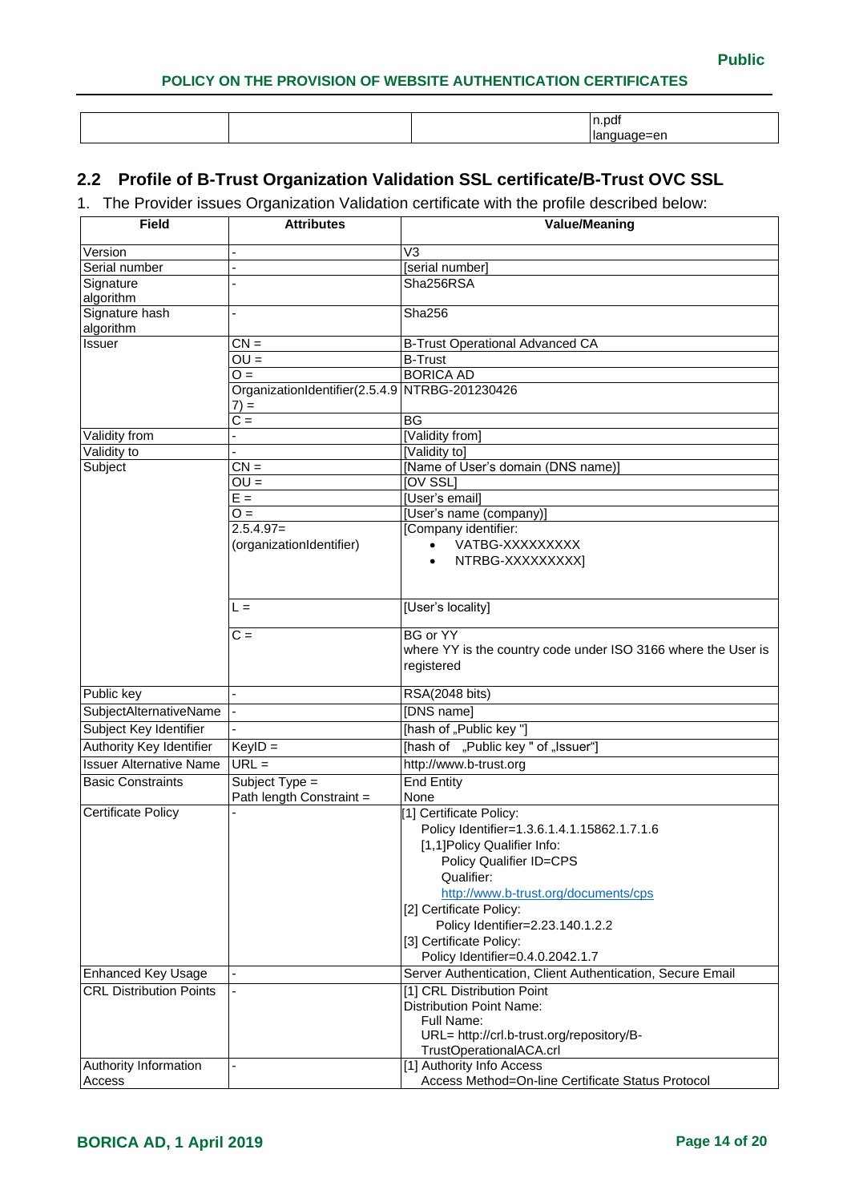| | | | n.pdf language=en |
|---|---|---|---|

## 2.2 Profile of B-Trust Organization Validation SSL certificate/B-Trust OVC SSL

1. The Provider issues Organization Validation certificate with the profile described below:

| Field | Attributes | Value/Meaning |
|---|---|---|
| Version | - | V3 |
| Serial number | - | [serial number] |
| Signature algorithm | - | Sha256RSA |
| Signature hash algorithm | - | Sha256 |
| Issuer | CN = | B-Trust Operational Advanced CA |
| | OU = | B-Trust |
| | O = | BORICA AD |
| | OrganizationIdentifier(2.5.4.97) = | NTRBG-201230426 |
| | C = | BG |
| Validity from | - | [Validity from] |
| Validity to | - | [Validity to] |
| Subject | CN = | [Name of User's domain (DNS name)] |
| | OU = | [OV SSL] |
| | E = | [User's email] |
| | O = | [User's name (company)] |
| | 2.5.4.97= (organizationIdentifier) | [Company identifier: <br>• VATBG-XXXXXXXXX <br>• NTRBG-XXXXXXXXX] |
| | L = | [User's locality] |
| | C = | BG or YY where YY is the country code under ISO 3166 where the User is registered |
| Public key | - | RSA(2048 bits) |
| SubjectAlternativeName | - | [DNS name] |
| Subject Key Identifier | - | [hash of „Public key "] |
| Authority Key Identifier | KeyID = | [hash of „Public key " of „Issuer"] |
| Issuer Alternative Name | URL = | http://www.b-trust.org |
| Basic Constraints | Subject Type = <br>Path length Constraint = | End Entity <br>None |
| Certificate Policy | - | [1] Certificate Policy: <br>Policy Identifier=1.3.6.1.4.1.15862.1.7.1.6 <br>[1,1]Policy Qualifier Info: <br>Policy Qualifier ID=CPS <br>Qualifier: <br>http://www.b-trust.org/documents/cps <br>[2] Certificate Policy: <br>Policy Identifier=2.23.140.1.2.2 <br>[3] Certificate Policy: <br>Policy Identifier=0.4.0.2042.1.7 |
| Enhanced Key Usage | - | Server Authentication, Client Authentication, Secure Email |
| CRL Distribution Points | - | [1] CRL Distribution Point <br>Distribution Point Name: <br>Full Name: <br>URL= http://crl.b-trust.org/repository/B-TrustOperationalACA.crl |
| Authority Information Access | - | [1] Authority Info Access <br>Access Method=On-line Certificate Status Protocol |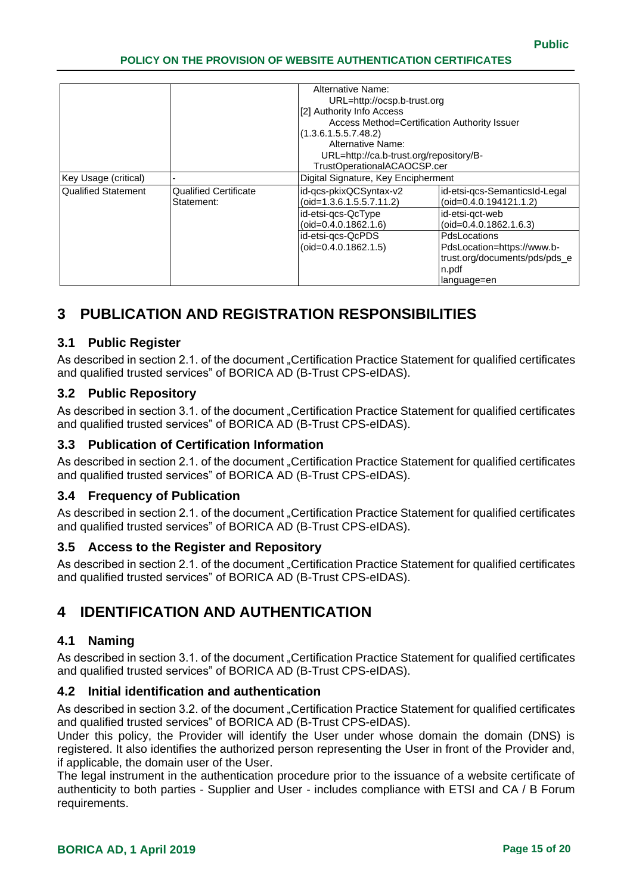| | | | |
|---|---|---|---|
| | | Alternative Name:<br>URL=http://ocsp.b-trust.org<br>[2] Authority Info Access<br>Access Method=Certification Authority Issuer (1.3.6.1.5.5.7.48.2)<br>Alternative Name:<br>URL=http://ca.b-trust.org/repository/B-TrustOperationalACAOCSP.cer | |
| Key Usage (critical) | - | Digital Signature, Key Encipherment | |
| Qualified Statement | Qualified Certificate Statement: | id-qcs-pkixQCSyntax-v2 (oid=1.3.6.1.5.5.7.11.2) | id-etsi-qcs-SemanticsId-Legal (oid=0.4.0.194121.1.2) |
| | | id-etsi-qcs-QcType (oid=0.4.0.1862.1.6) | id-etsi-qct-web (oid=0.4.0.1862.1.6.3) |
| | | id-etsi-qcs-QcPDS (oid=0.4.0.1862.1.5) | PdsLocations<br>PdsLocation=https://www.b-trust.org/documents/pds/pds_en.pdf<br>language=en |

# 3 PUBLICATION AND REGISTRATION RESPONSIBILITIES

## 3.1 Public Register

As described in section 2.1. of the document „Certification Practice Statement for qualified certificates and qualified trusted services" of BORICA AD (B-Trust CPS-eIDAS).

## 3.2 Public Repository

As described in section 3.1. of the document „Certification Practice Statement for qualified certificates and qualified trusted services" of BORICA AD (B-Trust CPS-eIDAS).

## 3.3 Publication of Certification Information

As described in section 2.1. of the document „Certification Practice Statement for qualified certificates and qualified trusted services" of BORICA AD (B-Trust CPS-eIDAS).

## 3.4 Frequency of Publication

As described in section 2.1. of the document „Certification Practice Statement for qualified certificates and qualified trusted services" of BORICA AD (B-Trust CPS-eIDAS).

## 3.5 Access to the Register and Repository

As described in section 2.1. of the document „Certification Practice Statement for qualified certificates and qualified trusted services" of BORICA AD (B-Trust CPS-eIDAS).

# 4 IDENTIFICATION AND AUTHENTICATION

## 4.1 Naming

As described in section 3.1. of the document „Certification Practice Statement for qualified certificates and qualified trusted services" of BORICA AD (B-Trust CPS-eIDAS).

## 4.2 Initial identification and authentication

As described in section 3.2. of the document „Certification Practice Statement for qualified certificates and qualified trusted services" of BORICA AD (B-Trust CPS-eIDAS).
Under this policy, the Provider will identify the User under whose domain the domain (DNS) is registered. It also identifies the authorized person representing the User in front of the Provider and, if applicable, the domain user of the User.
The legal instrument in the authentication procedure prior to the issuance of a website certificate of authenticity to both parties - Supplier and User - includes compliance with ETSI and CA / B Forum requirements.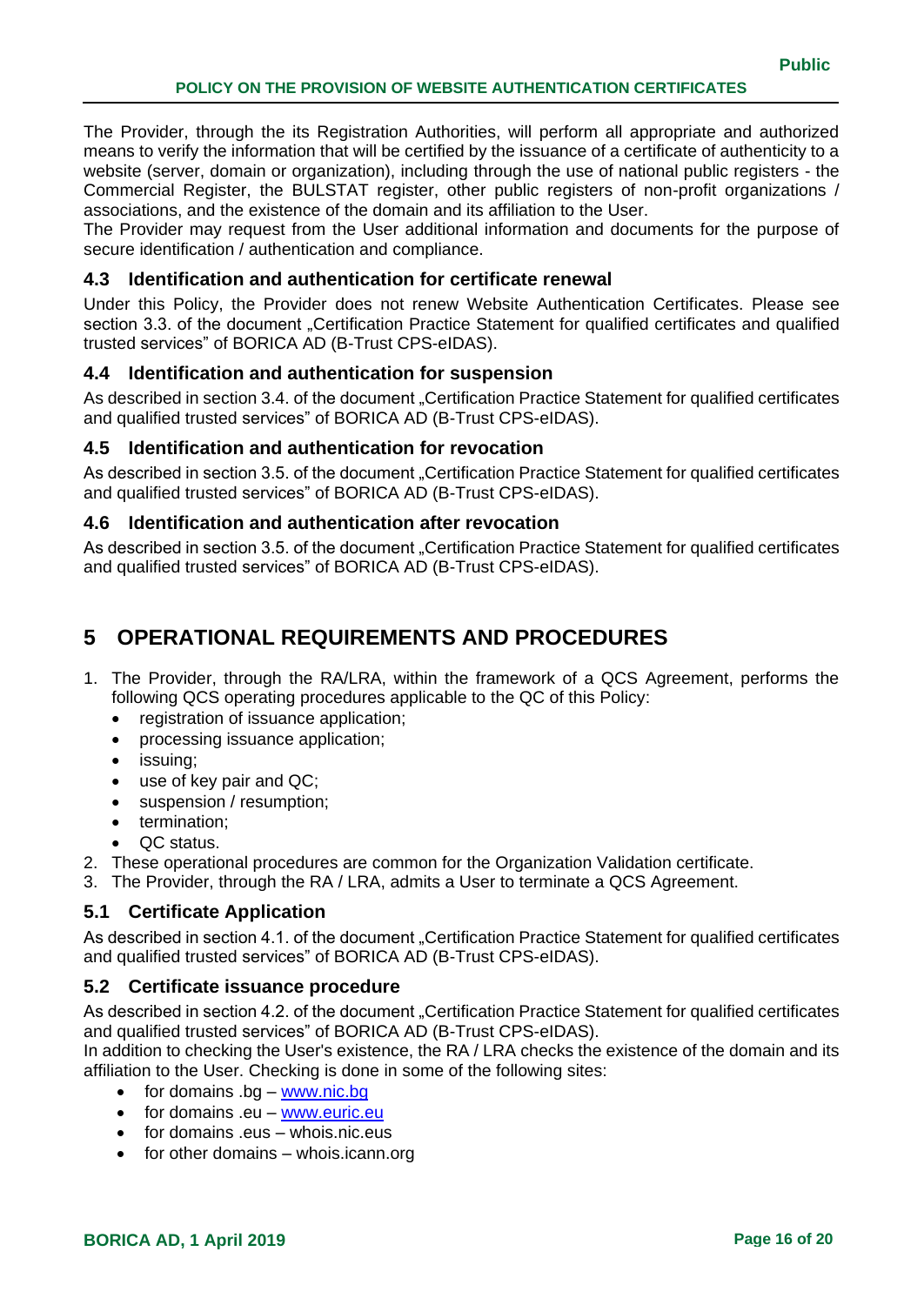The Provider, through the its Registration Authorities, will perform all appropriate and authorized means to verify the information that will be certified by the issuance of a certificate of authenticity to a website (server, domain or organization), including through the use of national public registers - the Commercial Register, the BULSTAT register, other public registers of non-profit organizations / associations, and the existence of the domain and its affiliation to the User.
The Provider may request from the User additional information and documents for the purpose of secure identification / authentication and compliance.

### 4.3 Identification and authentication for certificate renewal

Under this Policy, the Provider does not renew Website Authentication Certificates. Please see section 3.3. of the document „Certification Practice Statement for qualified certificates and qualified trusted services" of BORICA AD (B-Trust CPS-eIDAS).

### 4.4 Identification and authentication for suspension

As described in section 3.4. of the document „Certification Practice Statement for qualified certificates and qualified trusted services" of BORICA AD (B-Trust CPS-eIDAS).

### 4.5 Identification and authentication for revocation

As described in section 3.5. of the document „Certification Practice Statement for qualified certificates and qualified trusted services" of BORICA AD (B-Trust CPS-eIDAS).

### 4.6 Identification and authentication after revocation

As described in section 3.5. of the document „Certification Practice Statement for qualified certificates and qualified trusted services" of BORICA AD (B-Trust CPS-eIDAS).

## 5 OPERATIONAL REQUIREMENTS AND PROCEDURES

1. The Provider, through the RA/LRA, within the framework of a QCS Agreement, performs the following QCS operating procedures applicable to the QC of this Policy:
   - registration of issuance application;
   - processing issuance application;
   - issuing;
   - use of key pair and QC;
   - suspension / resumption;
   - termination;
   - QC status.
2. These operational procedures are common for the Organization Validation certificate.
3. The Provider, through the RA / LRA, admits a User to terminate a QCS Agreement.

### 5.1 Certificate Application

As described in section 4.1. of the document „Certification Practice Statement for qualified certificates and qualified trusted services" of BORICA AD (B-Trust CPS-eIDAS).

### 5.2 Certificate issuance procedure

As described in section 4.2. of the document „Certification Practice Statement for qualified certificates and qualified trusted services" of BORICA AD (B-Trust CPS-eIDAS).
In addition to checking the User's existence, the RA / LRA checks the existence of the domain and its affiliation to the User. Checking is done in some of the following sites:

- for domains .bg – www.nic.bg
- for domains .eu – www.euric.eu
- for domains .eus – whois.nic.eus
- for other domains – whois.icann.org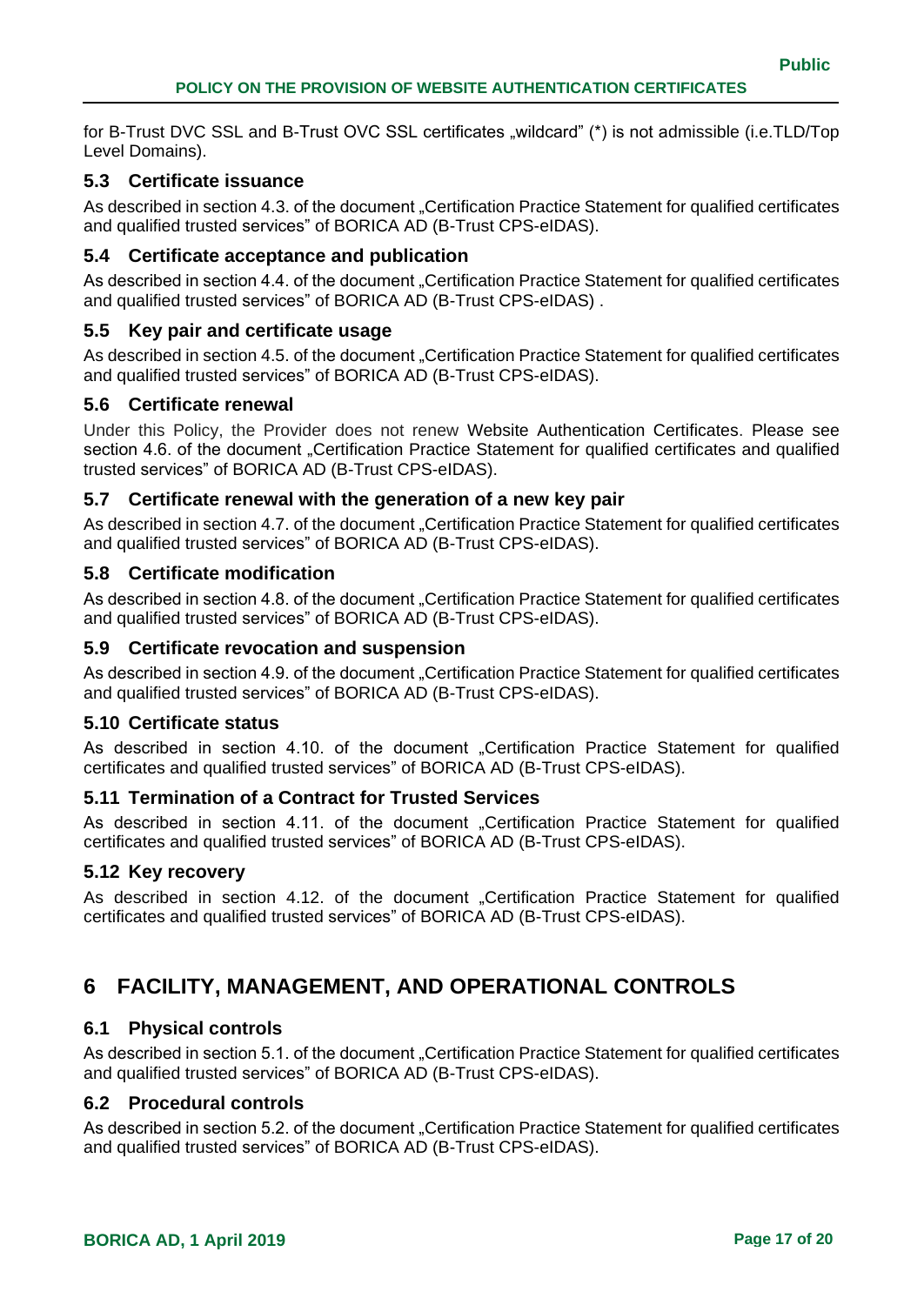for B-Trust DVC SSL and B-Trust OVC SSL certificates „wildcard" (*) is not admissible (i.e.TLD/Top Level Domains).

## 5.3 Certificate issuance

As described in section 4.3. of the document „Certification Practice Statement for qualified certificates and qualified trusted services" of BORICA AD (B-Trust CPS-eIDAS).

## 5.4 Certificate acceptance and publication

As described in section 4.4. of the document „Certification Practice Statement for qualified certificates and qualified trusted services" of BORICA AD (B-Trust CPS-eIDAS) .

## 5.5 Key pair and certificate usage

As described in section 4.5. of the document „Certification Practice Statement for qualified certificates and qualified trusted services" of BORICA AD (B-Trust CPS-eIDAS).

## 5.6 Certificate renewal

Under this Policy, the Provider does not renew Website Authentication Certificates. Please see section 4.6. of the document „Certification Practice Statement for qualified certificates and qualified trusted services" of BORICA AD (B-Trust CPS-eIDAS).

## 5.7 Certificate renewal with the generation of a new key pair

As described in section 4.7. of the document „Certification Practice Statement for qualified certificates and qualified trusted services" of BORICA AD (B-Trust CPS-eIDAS).

## 5.8 Certificate modification

As described in section 4.8. of the document „Certification Practice Statement for qualified certificates and qualified trusted services" of BORICA AD (B-Trust CPS-eIDAS).

## 5.9 Certificate revocation and suspension

As described in section 4.9. of the document „Certification Practice Statement for qualified certificates and qualified trusted services" of BORICA AD (B-Trust CPS-eIDAS).

## 5.10 Certificate status

As described in section 4.10. of the document „Certification Practice Statement for qualified certificates and qualified trusted services" of BORICA AD (B-Trust CPS-eIDAS).

## 5.11 Termination of a Contract for Trusted Services

As described in section 4.11. of the document „Certification Practice Statement for qualified certificates and qualified trusted services" of BORICA AD (B-Trust CPS-eIDAS).

## 5.12 Key recovery

As described in section 4.12. of the document „Certification Practice Statement for qualified certificates and qualified trusted services" of BORICA AD (B-Trust CPS-eIDAS).

# 6 FACILITY, MANAGEMENT, AND OPERATIONAL CONTROLS

## 6.1 Physical controls

As described in section 5.1. of the document „Certification Practice Statement for qualified certificates and qualified trusted services" of BORICA AD (B-Trust CPS-eIDAS).

## 6.2 Procedural controls

As described in section 5.2. of the document „Certification Practice Statement for qualified certificates and qualified trusted services" of BORICA AD (B-Trust CPS-eIDAS).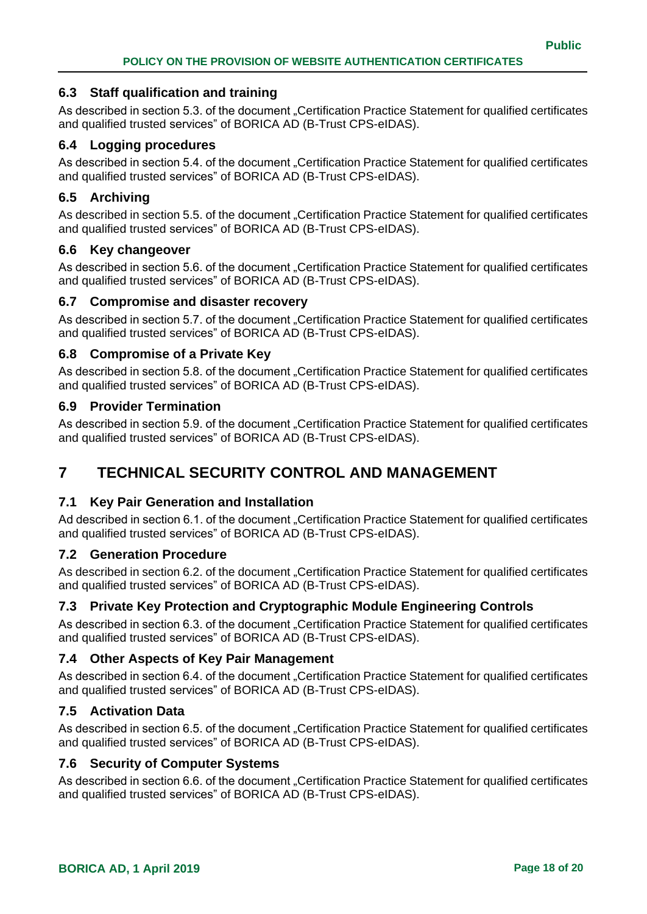## 6.3 Staff qualification and training

As described in section 5.3. of the document „Certification Practice Statement for qualified certificates and qualified trusted services" of BORICA AD (B-Trust CPS-eIDAS).

## 6.4 Logging procedures

As described in section 5.4. of the document „Certification Practice Statement for qualified certificates and qualified trusted services" of BORICA AD (B-Trust CPS-eIDAS).

## 6.5 Archiving

As described in section 5.5. of the document „Certification Practice Statement for qualified certificates and qualified trusted services" of BORICA AD (B-Trust CPS-eIDAS).

## 6.6 Key changeover

As described in section 5.6. of the document „Certification Practice Statement for qualified certificates and qualified trusted services" of BORICA AD (B-Trust CPS-eIDAS).

## 6.7 Compromise and disaster recovery

As described in section 5.7. of the document „Certification Practice Statement for qualified certificates and qualified trusted services" of BORICA AD (B-Trust CPS-eIDAS).

## 6.8 Compromise of a Private Key

As described in section 5.8. of the document „Certification Practice Statement for qualified certificates and qualified trusted services" of BORICA AD (B-Trust CPS-eIDAS).

## 6.9 Provider Termination

As described in section 5.9. of the document „Certification Practice Statement for qualified certificates and qualified trusted services" of BORICA AD (B-Trust CPS-eIDAS).

# 7 TECHNICAL SECURITY CONTROL AND MANAGEMENT

## 7.1 Key Pair Generation and Installation

Ad described in section 6.1. of the document „Certification Practice Statement for qualified certificates and qualified trusted services" of BORICA AD (B-Trust CPS-eIDAS).

## 7.2 Generation Procedure

As described in section 6.2. of the document „Certification Practice Statement for qualified certificates and qualified trusted services" of BORICA AD (B-Trust CPS-eIDAS).

## 7.3 Private Key Protection and Cryptographic Module Engineering Controls

As described in section 6.3. of the document „Certification Practice Statement for qualified certificates and qualified trusted services" of BORICA AD (B-Trust CPS-eIDAS).

## 7.4 Other Aspects of Key Pair Management

As described in section 6.4. of the document „Certification Practice Statement for qualified certificates and qualified trusted services" of BORICA AD (B-Trust CPS-eIDAS).

## 7.5 Activation Data

As described in section 6.5. of the document „Certification Practice Statement for qualified certificates and qualified trusted services" of BORICA AD (B-Trust CPS-eIDAS).

## 7.6 Security of Computer Systems

As described in section 6.6. of the document „Certification Practice Statement for qualified certificates and qualified trusted services" of BORICA AD (B-Trust CPS-eIDAS).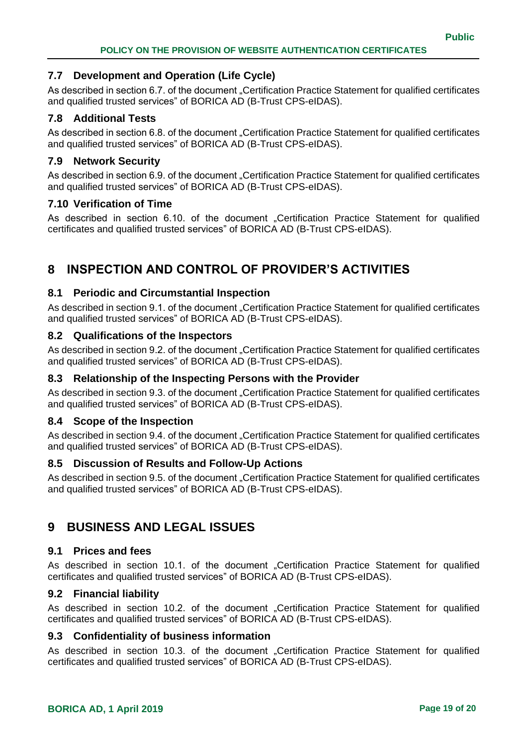### 7.7 Development and Operation (Life Cycle)

As described in section 6.7. of the document „Certification Practice Statement for qualified certificates and qualified trusted services" of BORICA AD (B-Trust CPS-eIDAS).

### 7.8 Additional Tests

As described in section 6.8. of the document „Certification Practice Statement for qualified certificates and qualified trusted services" of BORICA AD (B-Trust CPS-eIDAS).

### 7.9 Network Security

As described in section 6.9. of the document „Certification Practice Statement for qualified certificates and qualified trusted services" of BORICA AD (B-Trust CPS-eIDAS).

### 7.10 Verification of Time

As described in section 6.10. of the document „Certification Practice Statement for qualified certificates and qualified trusted services" of BORICA AD (B-Trust CPS-eIDAS).

## 8 INSPECTION AND CONTROL OF PROVIDER'S ACTIVITIES

### 8.1 Periodic and Circumstantial Inspection

As described in section 9.1. of the document „Certification Practice Statement for qualified certificates and qualified trusted services" of BORICA AD (B-Trust CPS-eIDAS).

### 8.2 Qualifications of the Inspectors

As described in section 9.2. of the document „Certification Practice Statement for qualified certificates and qualified trusted services" of BORICA AD (B-Trust CPS-eIDAS).

### 8.3 Relationship of the Inspecting Persons with the Provider

As described in section 9.3. of the document „Certification Practice Statement for qualified certificates and qualified trusted services" of BORICA AD (B-Trust CPS-eIDAS).

### 8.4 Scope of the Inspection

As described in section 9.4. of the document „Certification Practice Statement for qualified certificates and qualified trusted services" of BORICA AD (B-Trust CPS-eIDAS).

### 8.5 Discussion of Results and Follow-Up Actions

As described in section 9.5. of the document „Certification Practice Statement for qualified certificates and qualified trusted services" of BORICA AD (B-Trust CPS-eIDAS).

## 9 BUSINESS AND LEGAL ISSUES

### 9.1 Prices and fees

As described in section 10.1. of the document „Certification Practice Statement for qualified certificates and qualified trusted services" of BORICA AD (B-Trust CPS-eIDAS).

### 9.2 Financial liability

As described in section 10.2. of the document „Certification Practice Statement for qualified certificates and qualified trusted services" of BORICA AD (B-Trust CPS-eIDAS).

### 9.3 Confidentiality of business information

As described in section 10.3. of the document „Certification Practice Statement for qualified certificates and qualified trusted services" of BORICA AD (B-Trust CPS-eIDAS).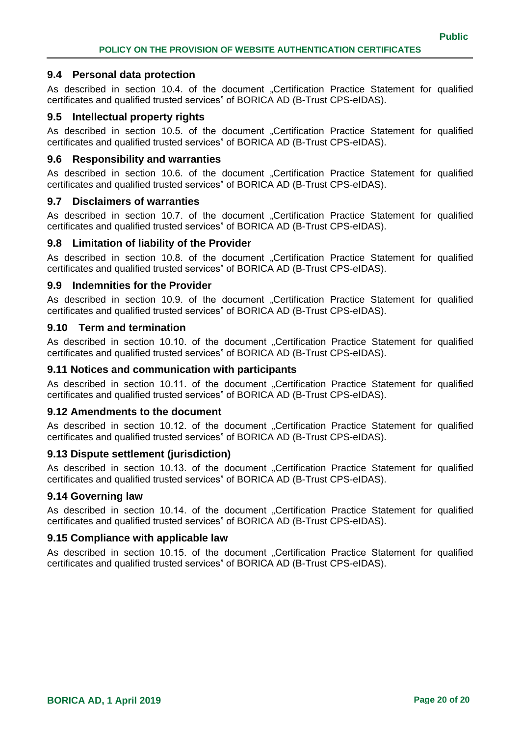### 9.4 Personal data protection

As described in section 10.4. of the document „Certification Practice Statement for qualified certificates and qualified trusted services" of BORICA AD (B-Trust CPS-eIDAS).

### 9.5 Intellectual property rights

As described in section 10.5. of the document „Certification Practice Statement for qualified certificates and qualified trusted services" of BORICA AD (B-Trust CPS-eIDAS).

### 9.6 Responsibility and warranties

As described in section 10.6. of the document „Certification Practice Statement for qualified certificates and qualified trusted services" of BORICA AD (B-Trust CPS-eIDAS).

### 9.7 Disclaimers of warranties

As described in section 10.7. of the document „Certification Practice Statement for qualified certificates and qualified trusted services" of BORICA AD (B-Trust CPS-eIDAS).

### 9.8 Limitation of liability of the Provider

As described in section 10.8. of the document „Certification Practice Statement for qualified certificates and qualified trusted services" of BORICA AD (B-Trust CPS-eIDAS).

### 9.9 Indemnities for the Provider

As described in section 10.9. of the document „Certification Practice Statement for qualified certificates and qualified trusted services" of BORICA AD (B-Trust CPS-eIDAS).

### 9.10 Term and termination

As described in section 10.10. of the document „Certification Practice Statement for qualified certificates and qualified trusted services" of BORICA AD (B-Trust CPS-eIDAS).

### 9.11 Notices and communication with participants

As described in section 10.11. of the document „Certification Practice Statement for qualified certificates and qualified trusted services" of BORICA AD (B-Trust CPS-eIDAS).

### 9.12 Amendments to the document

As described in section 10.12. of the document „Certification Practice Statement for qualified certificates and qualified trusted services" of BORICA AD (B-Trust CPS-eIDAS).

### 9.13 Dispute settlement (jurisdiction)

As described in section 10.13. of the document „Certification Practice Statement for qualified certificates and qualified trusted services" of BORICA AD (B-Trust CPS-eIDAS).

### 9.14 Governing law

As described in section 10.14. of the document „Certification Practice Statement for qualified certificates and qualified trusted services" of BORICA AD (B-Trust CPS-eIDAS).

### 9.15 Compliance with applicable law

As described in section 10.15. of the document „Certification Practice Statement for qualified certificates and qualified trusted services" of BORICA AD (B-Trust CPS-eIDAS).